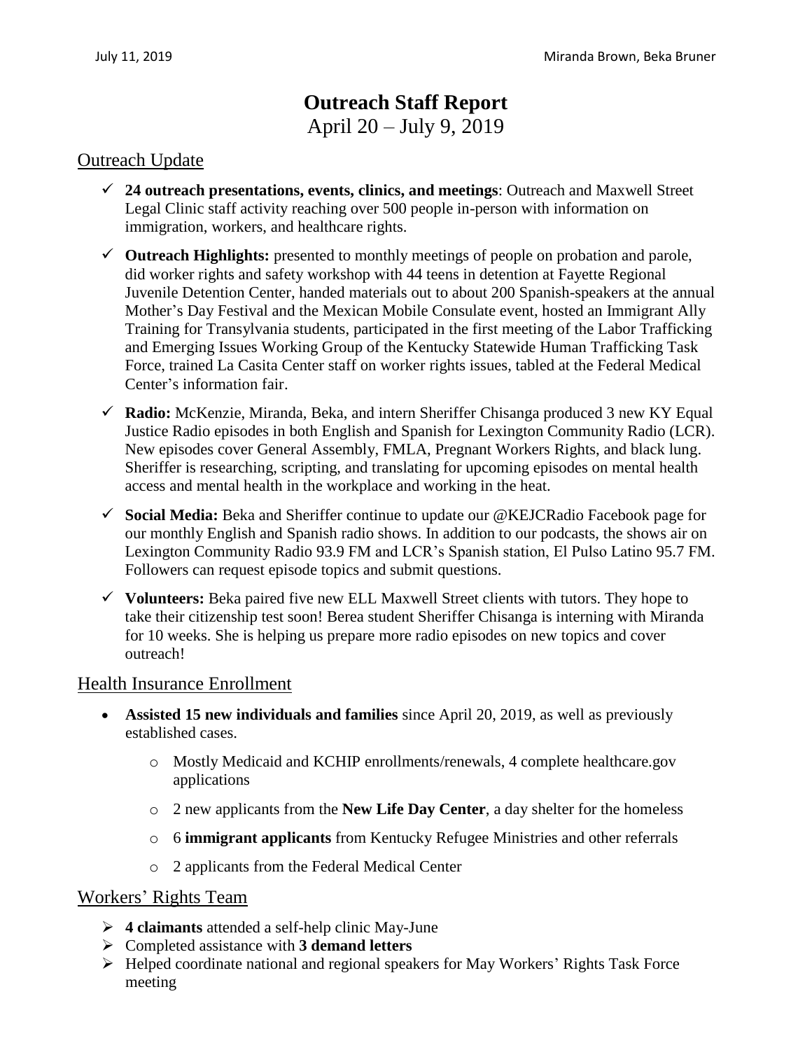July 11, 2019 Miranda Brown, Beka Bruner

# Outreach Staff Report

April 20 – July 9, 2019

## Outreach Update

- **24 outreach presentations, events, clinics, and meetings**: Outreach and Maxwell Street Legal Clinic staff activity reaching over 500 people in-person with information on immigration, workers, and healthcare rights.
- **Outreach Highlights:** presented to monthly meetings of people on probation and parole, did worker rights and safety workshop with 44 teens in detention at Fayette Regional Juvenile Detention Center, handed materials out to about 200 Spanish-speakers at the annual Mother's Day Festival and the Mexican Mobile Consulate event, hosted an Immigrant Ally Training for Transylvania students, participated in the first meeting of the Labor Trafficking and Emerging Issues Working Group of the Kentucky Statewide Human Trafficking Task Force, trained La Casita Center staff on worker rights issues, tabled at the Federal Medical Center's information fair.
- **Radio:** McKenzie, Miranda, Beka, and intern Sheriffer Chisanga produced 3 new KY Equal Justice Radio episodes in both English and Spanish for Lexington Community Radio (LCR). New episodes cover General Assembly, FMLA, Pregnant Workers Rights, and black lung. Sheriffer is researching, scripting, and translating for upcoming episodes on mental health access and mental health in the workplace and working in the heat.
- **Social Media:** Beka and Sheriffer continue to update our @KEJCRadio Facebook page for our monthly English and Spanish radio shows. In addition to our podcasts, the shows air on Lexington Community Radio 93.9 FM and LCR's Spanish station, El Pulso Latino 95.7 FM. Followers can request episode topics and submit questions.
- **Volunteers:** Beka paired five new ELL Maxwell Street clients with tutors. They hope to take their citizenship test soon! Berea student Sheriffer Chisanga is interning with Miranda for 10 weeks. She is helping us prepare more radio episodes on new topics and cover outreach!

## Health Insurance Enrollment

- **Assisted 15 new individuals and families** since April 20, 2019, as well as previously established cases.
  - Mostly Medicaid and KCHIP enrollments/renewals, 4 complete healthcare.gov applications
  - 2 new applicants from the **New Life Day Center**, a day shelter for the homeless
  - 6 **immigrant applicants** from Kentucky Refugee Ministries and other referrals
  - 2 applicants from the Federal Medical Center

## Workers' Rights Team

- **4 claimants** attended a self-help clinic May-June
- Completed assistance with **3 demand letters**
- Helped coordinate national and regional speakers for May Workers' Rights Task Force meeting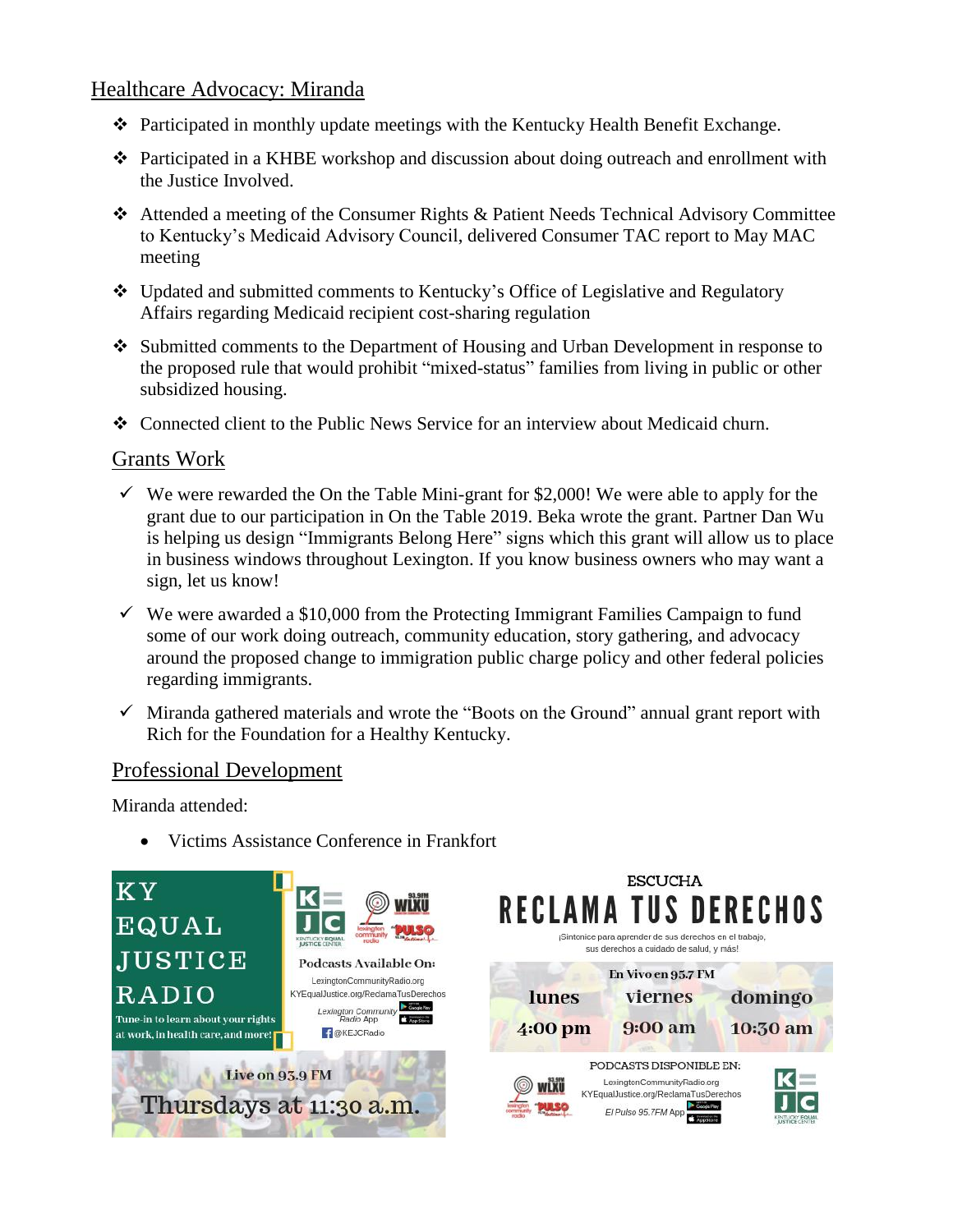## Healthcare Advocacy: Miranda

- ❖ Participated in monthly update meetings with the Kentucky Health Benefit Exchange.
- ❖ Participated in a KHBE workshop and discussion about doing outreach and enrollment with the Justice Involved.
- ❖ Attended a meeting of the Consumer Rights & Patient Needs Technical Advisory Committee to Kentucky's Medicaid Advisory Council, delivered Consumer TAC report to May MAC meeting
- ❖ Updated and submitted comments to Kentucky's Office of Legislative and Regulatory Affairs regarding Medicaid recipient cost-sharing regulation
- ❖ Submitted comments to the Department of Housing and Urban Development in response to the proposed rule that would prohibit "mixed-status" families from living in public or other subsidized housing.
- ❖ Connected client to the Public News Service for an interview about Medicaid churn.

## Grants Work

- ✓ We were rewarded the On the Table Mini-grant for $2,000! We were able to apply for the grant due to our participation in On the Table 2019. Beka wrote the grant. Partner Dan Wu is helping us design "Immigrants Belong Here" signs which this grant will allow us to place in business windows throughout Lexington. If you know business owners who may want a sign, let us know!
- ✓ We were awarded a $10,000 from the Protecting Immigrant Families Campaign to fund some of our work doing outreach, community education, story gathering, and advocacy around the proposed change to immigration public charge policy and other federal policies regarding immigrants.
- ✓ Miranda gathered materials and wrote the "Boots on the Ground" annual grant report with Rich for the Foundation for a Healthy Kentucky.

## Professional Development

Miranda attended:

- Victims Assistance Conference in Frankfort

KY EQUAL JUSTICE RADIO

Tune-in to learn about your rights at work, in health care, and more!

Podcasts Available On:
LexingtonCommunityRadio.org
KYEqualJustice.org/ReclamaTusDerechos
Lexington Community Radio App
@KEJCRadio

Live on 93.9 FM
Thursdays at 11:30 a.m.

ESCUCHA
RECLAMA TUS DERECHOS

¡Sintonice para aprender de sus derechos en el trabajo, sus derechos a cuidado de salud, y más!

En Vivo en 95.7 FM

lunes 4:00 pm
viernes 9:00 am
domingo 10:30 am

PODCASTS DISPONIBLE EN:
LexingtonCommunityRadio.org
KYEqualJustice.org/ReclamaTusDerechos
El Pulso 95.7FM App